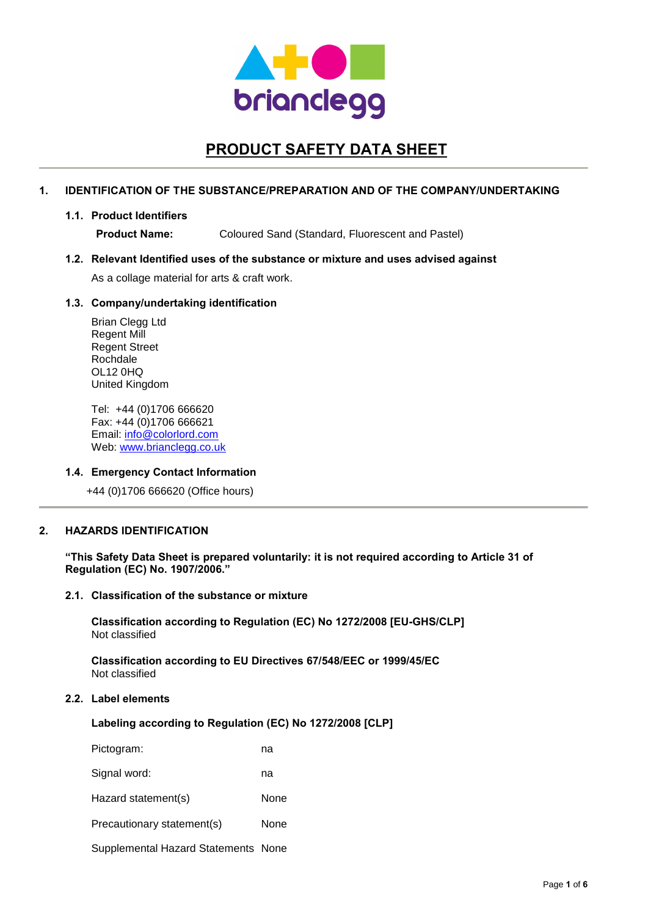briandegg

# PRODUCT SAFETY DATA SHEET

## 1. IDENTIFICATION OF THE SUBSTANCE/PREPARATION AND OF THE COMPANY/UNDERTAKING

### 1.1. Product Identifiers

**Product Name:** Coloured Sand (Standard, Fluorescent and Pastel)

### 1.2. Relevant Identified uses of the substance or mixture and uses advised against

As a collage material for arts & craft work.

### 1.3. Company/undertaking identification

Brian Clegg Ltd
Regent Mill
Regent Street
Rochdale
OL12 0HQ
United Kingdom

Tel: +44 (0)1706 666620
Fax: +44 (0)1706 666621
Email: info@colorlord.com
Web: www.brianclegg.co.uk

### 1.4. Emergency Contact Information

+44 (0)1706 666620 (Office hours)

## 2. HAZARDS IDENTIFICATION

**"This Safety Data Sheet is prepared voluntarily: it is not required according to Article 31 of Regulation (EC) No. 1907/2006."**

### 2.1. Classification of the substance or mixture

**Classification according to Regulation (EC) No 1272/2008 [EU-GHS/CLP]**
Not classified

**Classification according to EU Directives 67/548/EEC or 1999/45/EC**
Not classified

### 2.2. Label elements

**Labeling according to Regulation (EC) No 1272/2008 [CLP]**

| | |
|---|---|
| Pictogram: | na |
| Signal word: | na |
| Hazard statement(s) | None |
| Precautionary statement(s) | None |
| Supplemental Hazard Statements | None |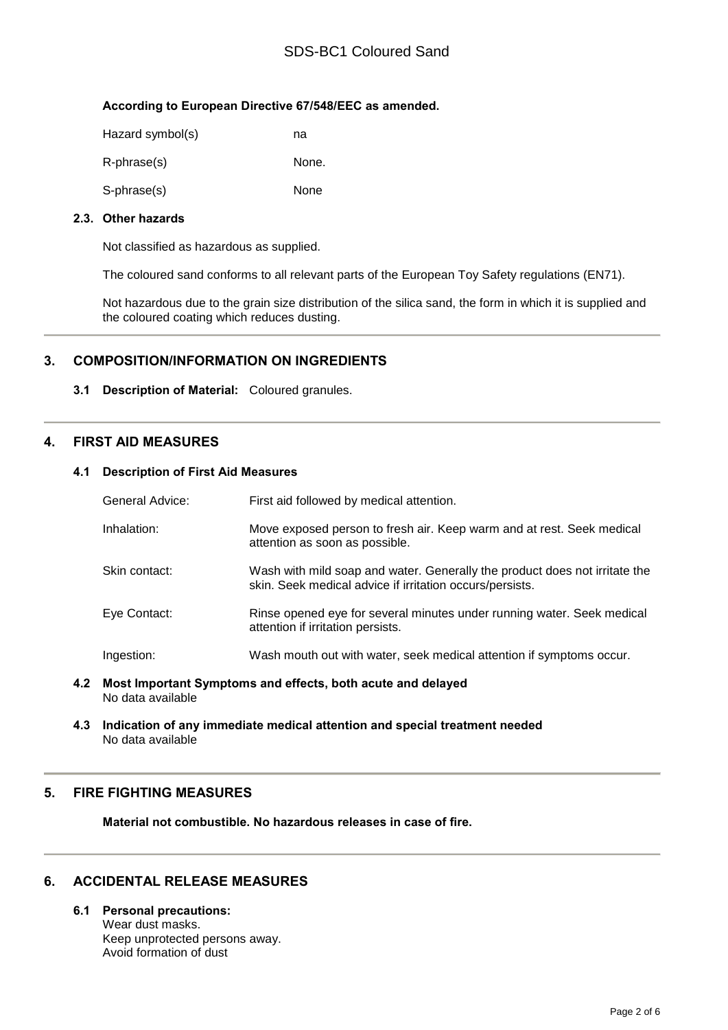**According to European Directive 67/548/EEC as amended.**

| | |
|---|---|
| Hazard symbol(s) | na |
| R-phrase(s) | None. |
| S-phrase(s) | None |

### 2.3. Other hazards

Not classified as hazardous as supplied.

The coloured sand conforms to all relevant parts of the European Toy Safety regulations (EN71).

Not hazardous due to the grain size distribution of the silica sand, the form in which it is supplied and the coloured coating which reduces dusting.

## 3. COMPOSITION/INFORMATION ON INGREDIENTS

**3.1 Description of Material:** Coloured granules.

## 4. FIRST AID MEASURES

### 4.1 Description of First Aid Measures

| | |
|---|---|
| General Advice: | First aid followed by medical attention. |
| Inhalation: | Move exposed person to fresh air. Keep warm and at rest. Seek medical attention as soon as possible. |
| Skin contact: | Wash with mild soap and water. Generally the product does not irritate the skin. Seek medical advice if irritation occurs/persists. |
| Eye Contact: | Rinse opened eye for several minutes under running water. Seek medical attention if irritation persists. |
| Ingestion: | Wash mouth out with water, seek medical attention if symptoms occur. |

### 4.2 Most Important Symptoms and effects, both acute and delayed

No data available

### 4.3 Indication of any immediate medical attention and special treatment needed

No data available

## 5. FIRE FIGHTING MEASURES

**Material not combustible. No hazardous releases in case of fire.**

## 6. ACCIDENTAL RELEASE MEASURES

### 6.1 Personal precautions:

Wear dust masks.
Keep unprotected persons away.
Avoid formation of dust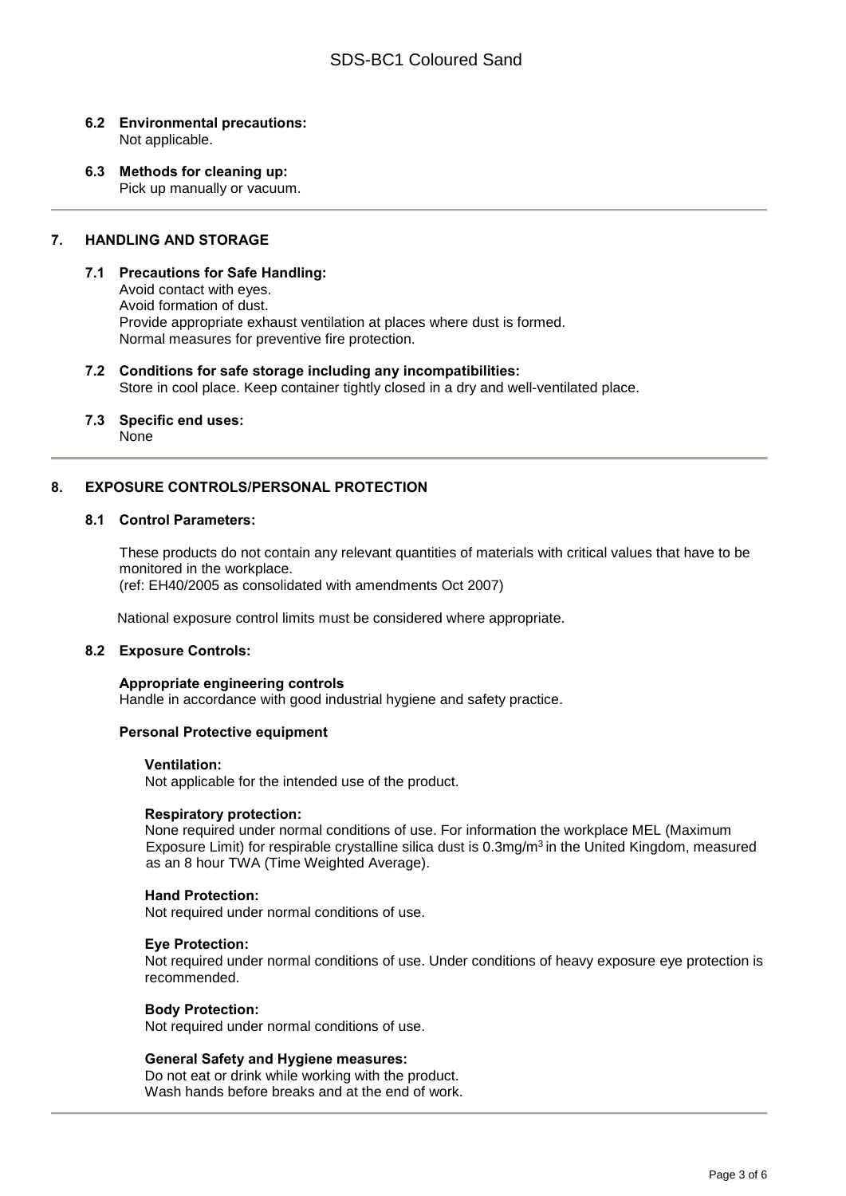### 6.2 Environmental precautions:

Not applicable.

### 6.3 Methods for cleaning up:

Pick up manually or vacuum.

## 7. HANDLING AND STORAGE

### 7.1 Precautions for Safe Handling:

Avoid contact with eyes.
Avoid formation of dust.
Provide appropriate exhaust ventilation at places where dust is formed.
Normal measures for preventive fire protection.

### 7.2 Conditions for safe storage including any incompatibilities:

Store in cool place. Keep container tightly closed in a dry and well-ventilated place.

### 7.3 Specific end uses:

None

## 8. EXPOSURE CONTROLS/PERSONAL PROTECTION

### 8.1 Control Parameters:

These products do not contain any relevant quantities of materials with critical values that have to be monitored in the workplace.
(ref: EH40/2005 as consolidated with amendments Oct 2007)

National exposure control limits must be considered where appropriate.

### 8.2 Exposure Controls:

**Appropriate engineering controls**
Handle in accordance with good industrial hygiene and safety practice.

**Personal Protective equipment**

**Ventilation:**
Not applicable for the intended use of the product.

**Respiratory protection:**
None required under normal conditions of use. For information the workplace MEL (Maximum Exposure Limit) for respirable crystalline silica dust is 0.3mg/$m^3$ in the United Kingdom, measured as an 8 hour TWA (Time Weighted Average).

**Hand Protection:**
Not required under normal conditions of use.

**Eye Protection:**
Not required under normal conditions of use. Under conditions of heavy exposure eye protection is recommended.

**Body Protection:**
Not required under normal conditions of use.

**General Safety and Hygiene measures:**
Do not eat or drink while working with the product.
Wash hands before breaks and at the end of work.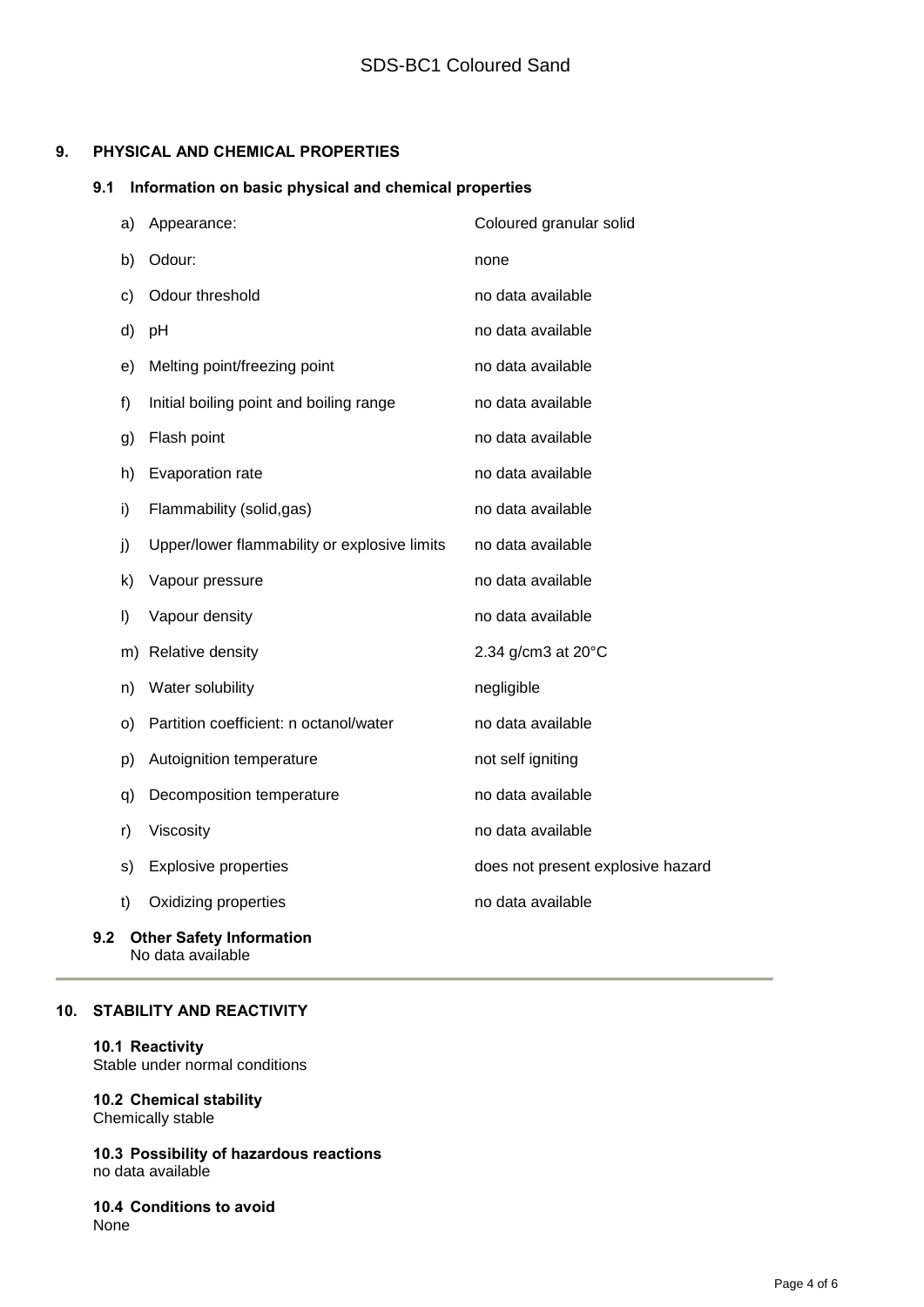## 9. PHYSICAL AND CHEMICAL PROPERTIES

### 9.1 Information on basic physical and chemical properties

| | | |
|---|---|---|
| a) | Appearance: | Coloured granular solid |
| b) | Odour: | none |
| c) | Odour threshold | no data available |
| d) | pH | no data available |
| e) | Melting point/freezing point | no data available |
| f) | Initial boiling point and boiling range | no data available |
| g) | Flash point | no data available |
| h) | Evaporation rate | no data available |
| i) | Flammability (solid,gas) | no data available |
| j) | Upper/lower flammability or explosive limits | no data available |
| k) | Vapour pressure | no data available |
| l) | Vapour density | no data available |
| m) | Relative density | 2.34 g/cm3 at 20°C |
| n) | Water solubility | negligible |
| o) | Partition coefficient: n octanol/water | no data available |
| p) | Autoignition temperature | not self igniting |
| q) | Decomposition temperature | no data available |
| r) | Viscosity | no data available |
| s) | Explosive properties | does not present explosive hazard |
| t) | Oxidizing properties | no data available |

### 9.2 Other Safety Information

No data available

## 10. STABILITY AND REACTIVITY

**10.1 Reactivity**
Stable under normal conditions

**10.2 Chemical stability**
Chemically stable

**10.3 Possibility of hazardous reactions**
no data available

**10.4 Conditions to avoid**
None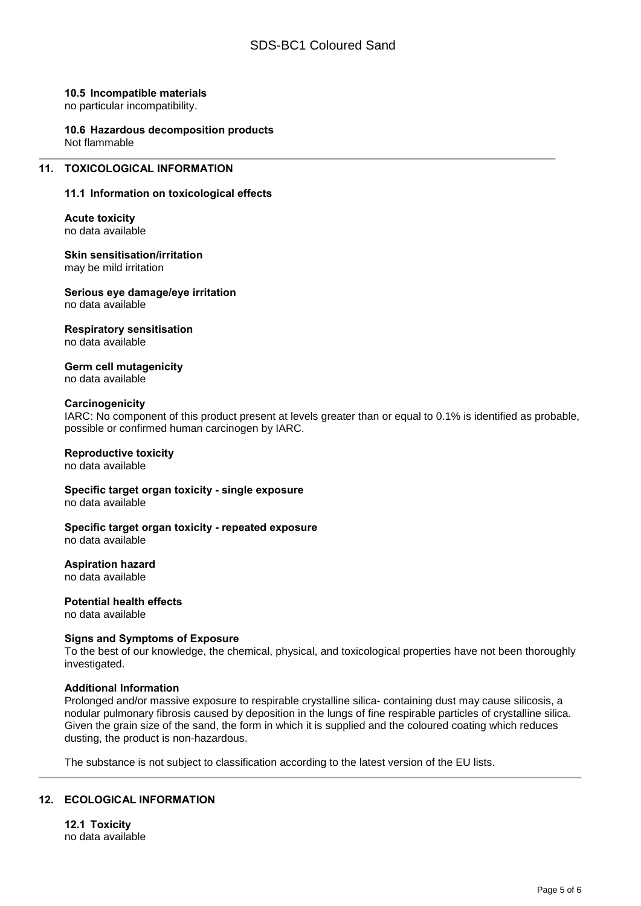### 10.5 Incompatible materials

no particular incompatibility.

### 10.6 Hazardous decomposition products

Not flammable

## 11. TOXICOLOGICAL INFORMATION

### 11.1 Information on toxicological effects

**Acute toxicity**
no data available

**Skin sensitisation/irritation**
may be mild irritation

**Serious eye damage/eye irritation**
no data available

**Respiratory sensitisation**
no data available

**Germ cell mutagenicity**
no data available

**Carcinogenicity**
IARC: No component of this product present at levels greater than or equal to 0.1% is identified as probable, possible or confirmed human carcinogen by IARC.

**Reproductive toxicity**
no data available

**Specific target organ toxicity - single exposure**
no data available

**Specific target organ toxicity - repeated exposure**
no data available

**Aspiration hazard**
no data available

**Potential health effects**
no data available

**Signs and Symptoms of Exposure**
To the best of our knowledge, the chemical, physical, and toxicological properties have not been thoroughly investigated.

**Additional Information**
Prolonged and/or massive exposure to respirable crystalline silica- containing dust may cause silicosis, a nodular pulmonary fibrosis caused by deposition in the lungs of fine respirable particles of crystalline silica. Given the grain size of the sand, the form in which it is supplied and the coloured coating which reduces dusting, the product is non-hazardous.

The substance is not subject to classification according to the latest version of the EU lists.

## 12. ECOLOGICAL INFORMATION

### 12.1 Toxicity

no data available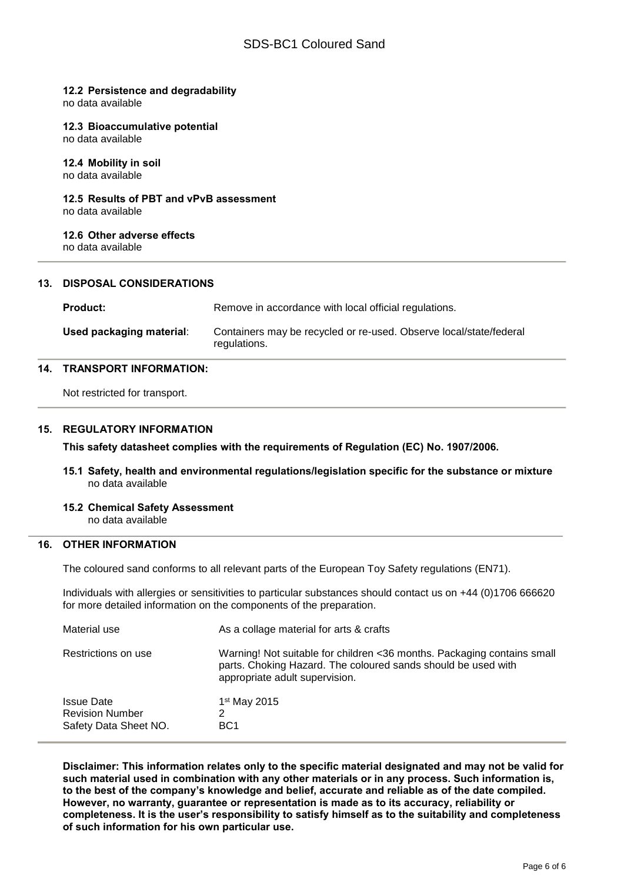### 12.2 Persistence and degradability
no data available

### 12.3 Bioaccumulative potential
no data available

### 12.4 Mobility in soil
no data available

### 12.5 Results of PBT and vPvB assessment
no data available

### 12.6 Other adverse effects
no data available

## 13. DISPOSAL CONSIDERATIONS

| | |
|---|---|
| **Product:** | Remove in accordance with local official regulations. |
| **Used packaging material**: | Containers may be recycled or re-used. Observe local/state/federal regulations. |

## 14. TRANSPORT INFORMATION:

Not restricted for transport.

## 15. REGULATORY INFORMATION

**This safety datasheet complies with the requirements of Regulation (EC) No. 1907/2006.**

### 15.1 Safety, health and environmental regulations/legislation specific for the substance or mixture
no data available

### 15.2 Chemical Safety Assessment
no data available

## 16. OTHER INFORMATION

The coloured sand conforms to all relevant parts of the European Toy Safety regulations (EN71).

Individuals with allergies or sensitivities to particular substances should contact us on +44 (0)1706 666620 for more detailed information on the components of the preparation.

| | |
|---|---|
| Material use | As a collage material for arts & crafts |
| Restrictions on use | Warning! Not suitable for children <36 months. Packaging contains small parts. Choking Hazard. The coloured sands should be used with appropriate adult supervision. |
| Issue Date | 1st May 2015 |
| Revision Number | 2 |
| Safety Data Sheet NO. | BC1 |

**Disclaimer: This information relates only to the specific material designated and may not be valid for such material used in combination with any other materials or in any process. Such information is, to the best of the company's knowledge and belief, accurate and reliable as of the date compiled. However, no warranty, guarantee or representation is made as to its accuracy, reliability or completeness. It is the user's responsibility to satisfy himself as to the suitability and completeness of such information for his own particular use.**